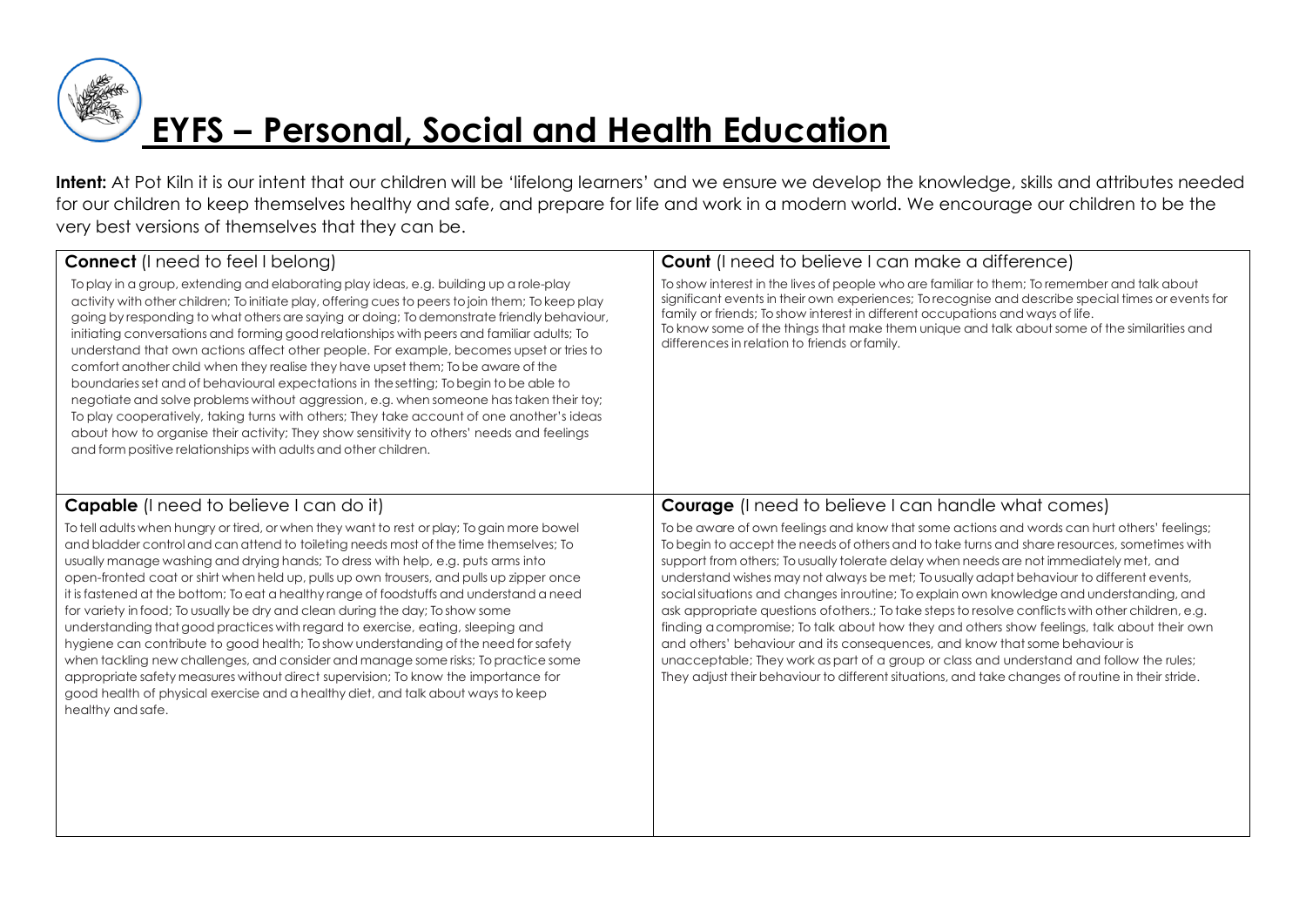# EYFS – Personal, Social and Health Education

**Intent:** At Pot Kiln it is our intent that our children will be 'lifelong learners' and we ensure we develop the knowledge, skills and attributes needed for our children to keep themselves healthy and safe, and prepare for life and work in a modern world. We encourage our children to be the very best versions of themselves that they can be.

| **Connect** (I need to feel I belong) | **Count** (I need to believe I can make a difference) |
|---|---|
| To play in a group, extending and elaborating play ideas, e.g. building up a role-play activity with other children; To initiate play, offering cues to peers to join them; To keep play going by responding to what others are saying or doing; To demonstrate friendly behaviour, initiating conversations and forming good relationships with peers and familiar adults; To understand that own actions affect other people. For example, becomes upset or tries to comfort another child when they realise they have upset them; To be aware of the boundaries set and of behavioural expectations in the setting; To begin to be able to negotiate and solve problems without aggression, e.g. when someone has taken their toy; To play cooperatively, taking turns with others; They take account of one another's ideas about how to organise their activity; They show sensitivity to others' needs and feelings and form positive relationships with adults and other children. | To show interest in the lives of people who are familiar to them; To remember and talk about significant events in their own experiences; To recognise and describe special times or events for family or friends; To show interest in different occupations and ways of life. To know some of the things that make them unique and talk about some of the similarities and differences in relation to friends or family. |
| **Capable** (I need to believe I can do it) | **Courage** (I need to believe I can handle what comes) |
| To tell adults when hungry or tired, or when they want to rest or play; To gain more bowel and bladder control and can attend to toileting needs most of the time themselves; To usually manage washing and drying hands; To dress with help, e.g. puts arms into open-fronted coat or shirt when held up, pulls up own trousers, and pulls up zipper once it is fastened at the bottom; To eat a healthy range of foodstuffs and understand a need for variety in food; To usually be dry and clean during the day; To show some understanding that good practices with regard to exercise, eating, sleeping and hygiene can contribute to good health; To show understanding of the need for safety when tackling new challenges, and consider and manage some risks; To practice some appropriate safety measures without direct supervision; To know the importance for good health of physical exercise and a healthy diet, and talk about ways to keep healthy and safe. | To be aware of own feelings and know that some actions and words can hurt others' feelings; To begin to accept the needs of others and to take turns and share resources, sometimes with support from others; To usually tolerate delay when needs are not immediately met, and understand wishes may not always be met; To usually adapt behaviour to different events, social situations and changes in routine; To explain own knowledge and understanding, and ask appropriate questions of others.; To take steps to resolve conflicts with other children, e.g. finding a compromise; To talk about how they and others show feelings, talk about their own and others' behaviour and its consequences, and know that some behaviour is unacceptable; They work as part of a group or class and understand and follow the rules; They adjust their behaviour to different situations, and take changes of routine in their stride. |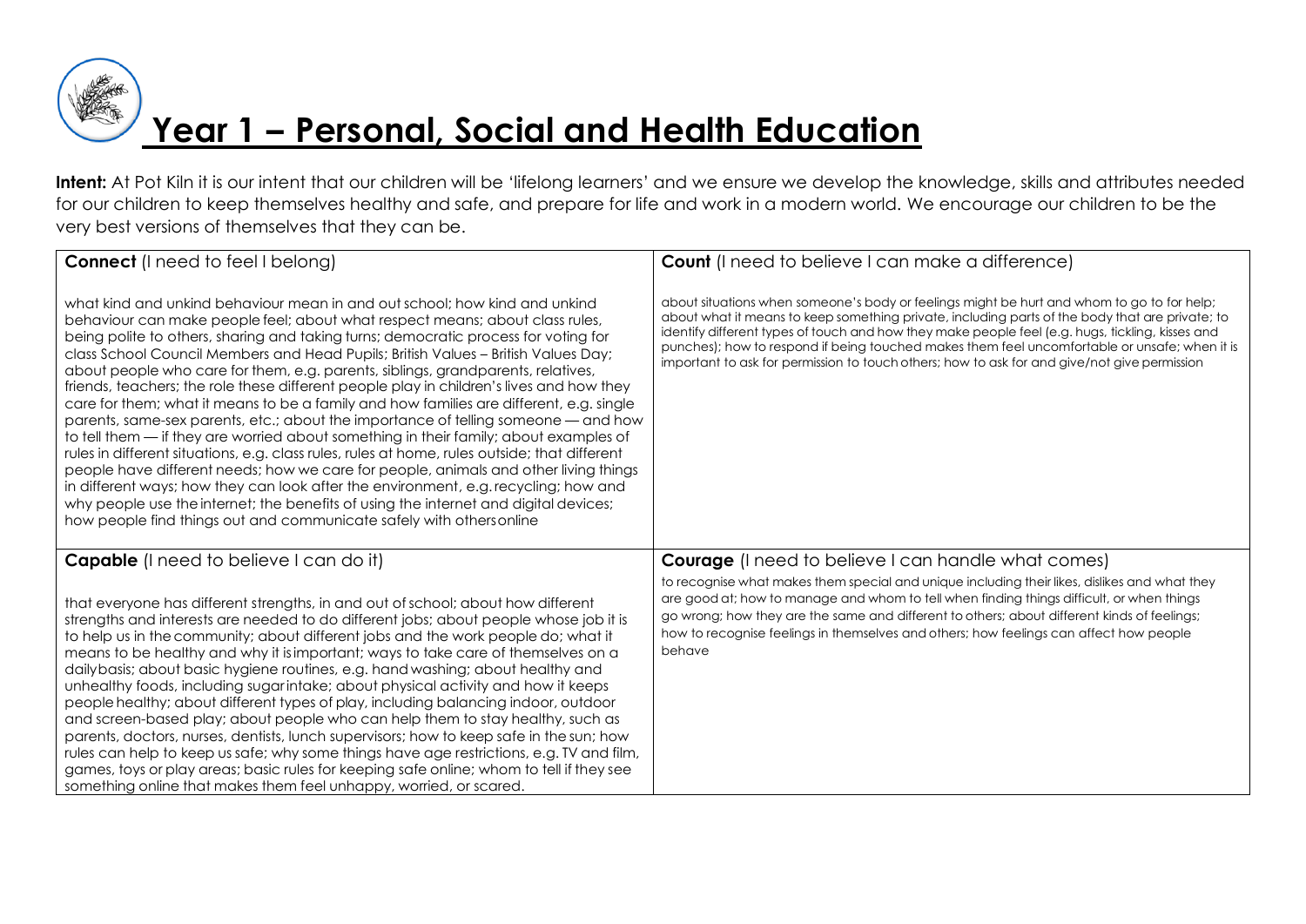# Year 1 – Personal, Social and Health Education

**Intent:** At Pot Kiln it is our intent that our children will be 'lifelong learners' and we ensure we develop the knowledge, skills and attributes needed for our children to keep themselves healthy and safe, and prepare for life and work in a modern world. We encourage our children to be the very best versions of themselves that they can be.

| **Connect** (I need to feel I belong) | **Count** (I need to believe I can make a difference) |
|---|---|
| what kind and unkind behaviour mean in and out school; how kind and unkind behaviour can make people feel; about what respect means; about class rules, being polite to others, sharing and taking turns; democratic process for voting for class School Council Members and Head Pupils; British Values – British Values Day; about people who care for them, e.g. parents, siblings, grandparents, relatives, friends, teachers; the role these different people play in children's lives and how they care for them; what it means to be a family and how families are different, e.g. single parents, same-sex parents, etc.; about the importance of telling someone — and how to tell them — if they are worried about something in their family; about examples of rules in different situations, e.g. class rules, rules at home, rules outside; that different people have different needs; how we care for people, animals and other living things in different ways; how they can look after the environment, e.g. recycling; how and why people use the internet; the benefits of using the internet and digital devices; how people find things out and communicate safely with others online | about situations when someone's body or feelings might be hurt and whom to go to for help; about what it means to keep something private, including parts of the body that are private; to identify different types of touch and how they make people feel (e.g. hugs, tickling, kisses and punches); how to respond if being touched makes them feel uncomfortable or unsafe; when it is important to ask for permission to touch others; how to ask for and give/not give permission |
| **Capable** (I need to believe I can do it) | **Courage** (I need to believe I can handle what comes) |
| that everyone has different strengths, in and out of school; about how different strengths and interests are needed to do different jobs; about people whose job it is to help us in the community; about different jobs and the work people do; what it means to be healthy and why it is important; ways to take care of themselves on a daily basis; about basic hygiene routines, e.g. hand washing; about healthy and unhealthy foods, including sugar intake; about physical activity and how it keeps people healthy; about different types of play, including balancing indoor, outdoor and screen-based play; about people who can help them to stay healthy, such as parents, doctors, nurses, dentists, lunch supervisors; how to keep safe in the sun; how rules can help to keep us safe; why some things have age restrictions, e.g. TV and film, games, toys or play areas; basic rules for keeping safe online; whom to tell if they see something online that makes them feel unhappy, worried, or scared. | to recognise what makes them special and unique including their likes, dislikes and what they are good at; how to manage and whom to tell when finding things difficult, or when things go wrong; how they are the same and different to others; about different kinds of feelings; how to recognise feelings in themselves and others; how feelings can affect how people behave |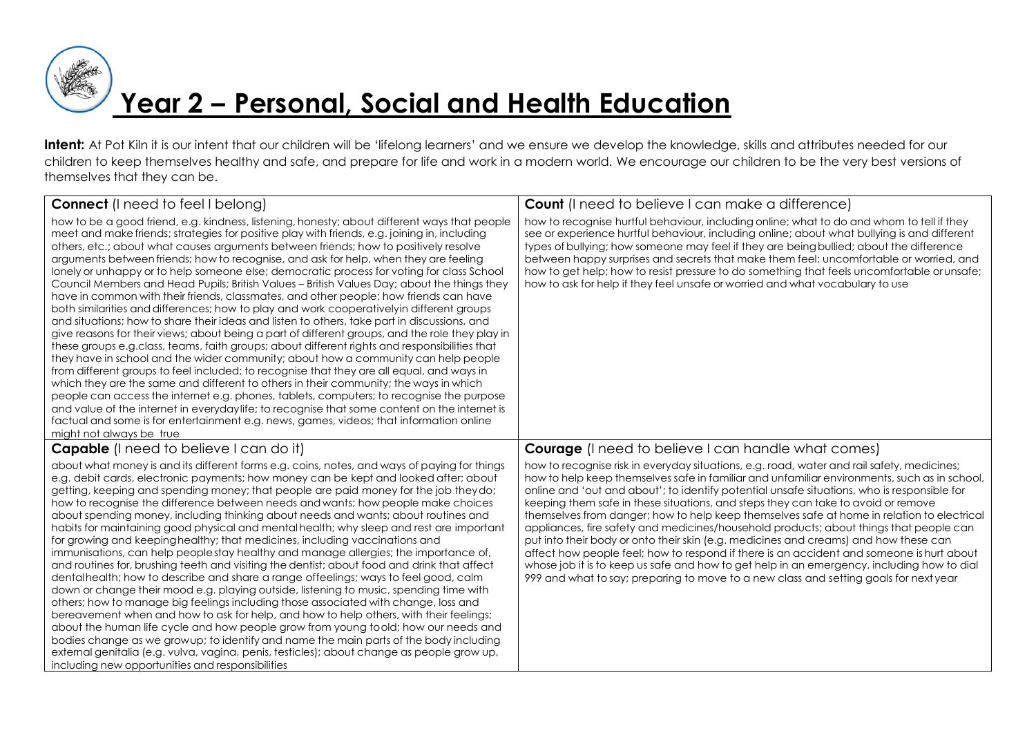# Year 2 – Personal, Social and Health Education

**Intent:** At Pot Kiln it is our intent that our children will be 'lifelong learners' and we ensure we develop the knowledge, skills and attributes needed for our children to keep themselves healthy and safe, and prepare for life and work in a modern world. We encourage our children to be the very best versions of themselves that they can be.

| **Connect** (I need to feel I belong) | **Count** (I need to believe I can make a difference) |
|---|---|
| how to be a good friend, e.g. kindness, listening, honesty; about different ways that people meet and make friends; strategies for positive play with friends, e.g. joining in, including others, etc.; about what causes arguments between friends; how to positively resolve arguments between friends; how to recognise, and ask for help, when they are feeling lonely or unhappy or to help someone else; democratic process for voting for class School Council Members and Head Pupils; British Values – British Values Day; about the things they have in common with their friends, classmates, and other people; how friends can have both similarities and differences; how to play and work cooperativelyin different groups and situations; how to share their ideas and listen to others, take part in discussions, and give reasons for their views; about being a part of different groups, and the role they play in these groups e.g.class, teams, faith groups; about different rights and responsibilities that they have in school and the wider community; about how a community can help people from different groups to feel included; to recognise that they are all equal, and ways in which they are the same and different to others in their community; the ways in which people can access the internet e.g. phones, tablets, computers; to recognise the purpose and value of the internet in everydaylife; to recognise that some content on the internet is factual and some is for entertainment e.g. news, games, videos; that information online might not always be true | how to recognise hurtful behaviour, including online; what to do and whom to tell if they see or experience hurtful behaviour, including online; about what bullying is and different types of bullying; how someone may feel if they are beingbullied; about the difference between happy surprises and secrets that make them feel; uncomfortable or worried, and how to get help; how to resist pressure to do something that feels uncomfortable orunsafe; how to ask for help if they feel unsafe or worried and what vocabulary to use |
| **Capable** (I need to believe I can do it) | **Courage** (I need to believe I can handle what comes) |
| about what money is and its different forms e.g. coins, notes, and ways of paying for things e.g. debit cards, electronic payments; how money can be kept and looked after; about getting, keeping and spending money; that people are paid money for the job theydo; how to recognise the difference between needs andwants; how people make choices about spending money, including thinking about needs and wants; about routines and habits for maintaining good physical and mentalhealth; why sleep and rest are important for growing and keepinghealthy; that medicines, including vaccinations and immunisations, can help peoplestay healthy and manage allergies; the importance of, and routines for, brushing teeth and visiting the dentist; about food and drink that affect dentalhealth; how to describe and share a range offeelings; ways to feel good, calm down or change their mood e.g. playing outside, listening to music, spending time with others; how to manage big feelings including those associated with change, loss and bereavement when and how to ask for help, and how to help others, with their feelings; about the human life cycle and how people grow from young toold; how our needs and bodies change as we growup; to identify and name the main parts of the body including external genitalia (e.g. vulva, vagina, penis, testicles); about change as people grow up, including new opportunities and responsibilities | how to recognise risk in everyday situations, e.g. road, water and rail safety, medicines; how to help keep themselves safe in familiar and unfamiliar environments, such as in school, online and 'out and about'; to identify potential unsafe situations, who is responsible for keeping them safe in these situations, and steps they can take to avoid or remove themselves from danger; how to help keep themselves safe at home in relation to electrical appliances, fire safety and medicines/household products; about things that people can put into their body or onto their skin (e.g. medicines and creams) and how these can affect how people feel; how to respond if there is an accident and someone ishurt about whose job it is to keep us safe and how to get help in an emergency, including how to dial 999 and what tosay; preparing to move to a new class and setting goals for nextyear |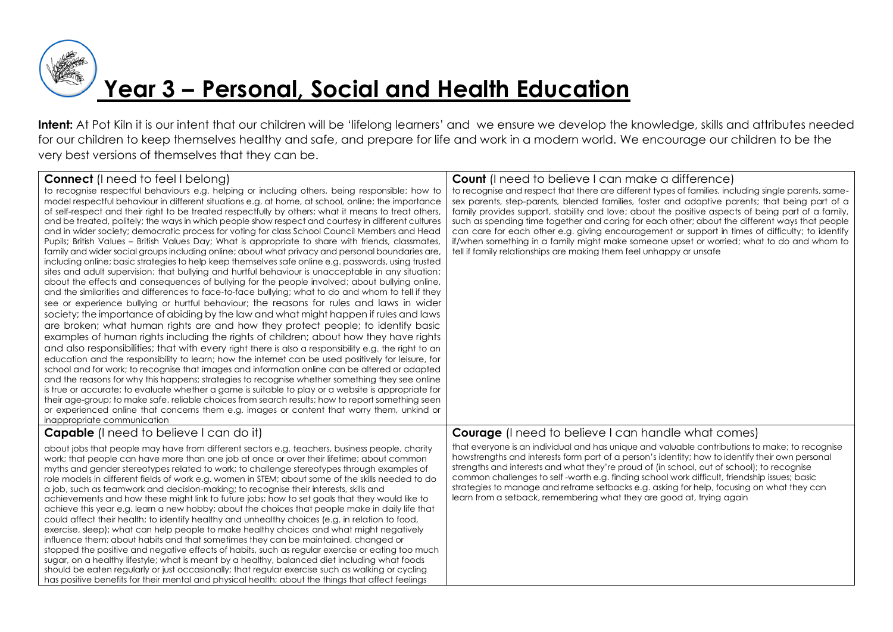# Year 3 – Personal, Social and Health Education

**Intent:** At Pot Kiln it is our intent that our children will be 'lifelong learners' and we ensure we develop the knowledge, skills and attributes needed for our children to keep themselves healthy and safe, and prepare for life and work in a modern world. We encourage our children to be the very best versions of themselves that they can be.

| **Connect** (I need to feel I belong) | **Count** (I need to believe I can make a difference) |
|---|---|
| to recognise respectful behaviours e.g. helping or including others, being responsible; how to model respectful behaviour in different situations e.g. at home, at school, online; the importance of self-respect and their right to be treated respectfully by others; what it means to treat others, and be treated, politely; the ways in which people show respect and courtesy in different cultures and in wider society; democratic process for voting for class School Council Members and Head Pupils; British Values – British Values Day; What is appropriate to share with friends, classmates, family and wider social groups including online; about what privacy and personal boundaries are, including online; basic strategies to help keep themselves safe online e.g. passwords, using trusted sites and adult supervision; that bullying and hurtful behaviour is unacceptable in any situation; about the effects and consequences of bullying for the people involved; about bullying online, and the similarities and differences to face-to-face bullying; what to do and whom to tell if they see or experience bullying or hurtful behaviour; the reasons for rules and laws in wider society; the importance of abiding by the law and what might happen if rules and laws are broken; what human rights are and how they protect people; to identify basic examples of human rights including the rights of children; about how they have rights and also responsibilities; that with every right there is also a responsibility e.g. the right to an education and the responsibility to learn; how the internet can be used positively for leisure, for school and for work; to recognise that images and information online can be altered or adapted and the reasons for why this happens; strategies to recognise whether something they see online is true or accurate; to evaluate whether a game is suitable to play or a website is appropriate for their age-group; to make safe, reliable choices from search results; how to report something seen or experienced online that concerns them e.g. images or content that worry them, unkind or inappropriate communication | to recognise and respect that there are different types of families, including single parents, same-sex parents, step-parents, blended families, foster and adoptive parents; that being part of a family provides support, stability and love; about the positive aspects of being part of a family, such as spending time together and caring for each other; about the different ways that people can care for each other e.g. giving encouragement or support in times of difficulty; to identify if/when something in a family might make someone upset or worried; what to do and whom to tell if family relationships are making them feel unhappy or unsafe |
| **Capable** (I need to believe I can do it) | **Courage** (I need to believe I can handle what comes) |
| about jobs that people may have from different sectors e.g. teachers, business people, charity work; that people can have more than one job at once or over their lifetime; about common myths and gender stereotypes related to work; to challenge stereotypes through examples of role models in different fields of work e.g. women in STEM; about some of the skills needed to do a job, such as teamwork and decision-making; to recognise their interests, skills and achievements and how these might link to future jobs; how to set goals that they would like to achieve this year e.g. learn a new hobby; about the choices that people make in daily life that could affect their health; to identify healthy and unhealthy choices (e.g. in relation to food, exercise, sleep); what can help people to make healthy choices and what might negatively influence them; about habits and that sometimes they can be maintained, changed or stopped the positive and negative effects of habits, such as regular exercise or eating too much sugar, on a healthy lifestyle; what is meant by a healthy, balanced diet including what foods should be eaten regularly or just occasionally; that regular exercise such as walking or cycling has positive benefits for their mental and physical health; about the things that affect feelings | that everyone is an individual and has unique and valuable contributions to make; to recognise howstrengths and interests form part of a person's identity; how to identify their own personal strengths and interests and what they're proud of (in school, out of school); to recognise common challenges to self -worth e.g. finding school work difficult, friendship issues; basic strategies to manage and reframe setbacks e.g. asking for help, focusing on what they can learn from a setback, remembering what they are good at, trying again |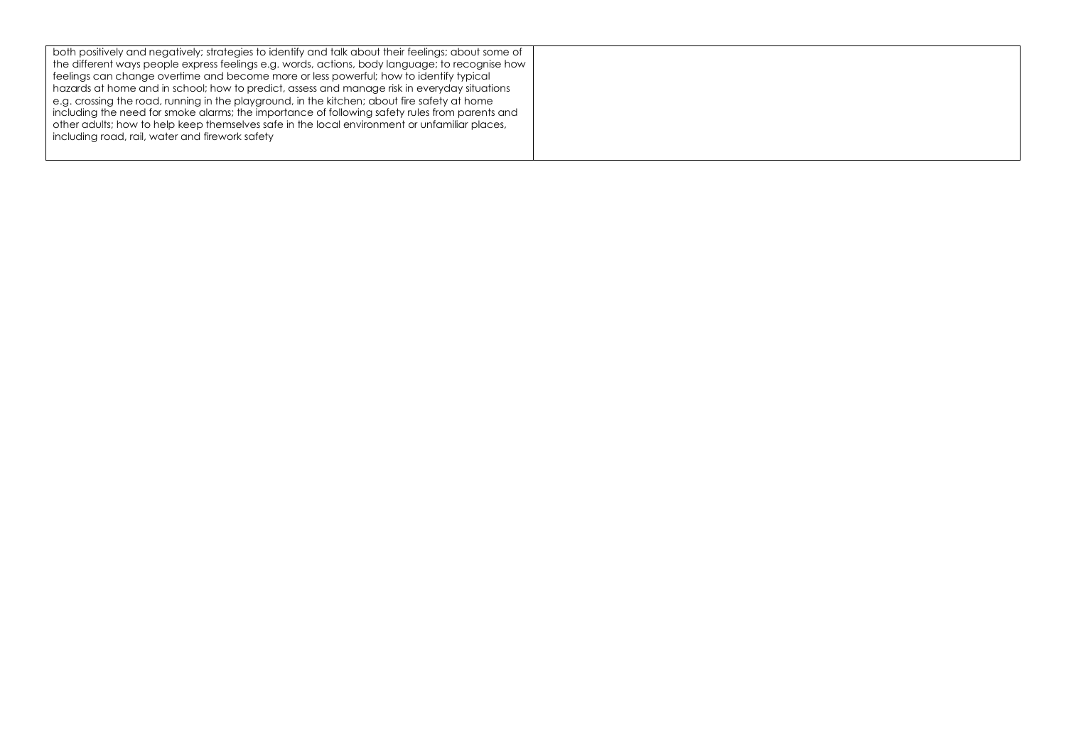| | |
|---|---|
| both positively and negatively; strategies to identify and talk about their feelings; about some of the different ways people express feelings e.g. words, actions, body language; to recognise how feelings can change overtime and become more or less powerful; how to identify typical hazards at home and in school; how to predict, assess and manage risk in everyday situations e.g. crossing the road, running in the playground, in the kitchen; about fire safety at home including the need for smoke alarms; the importance of following safety rules from parents and other adults; how to help keep themselves safe in the local environment or unfamiliar places, including road, rail, water and firework safety | |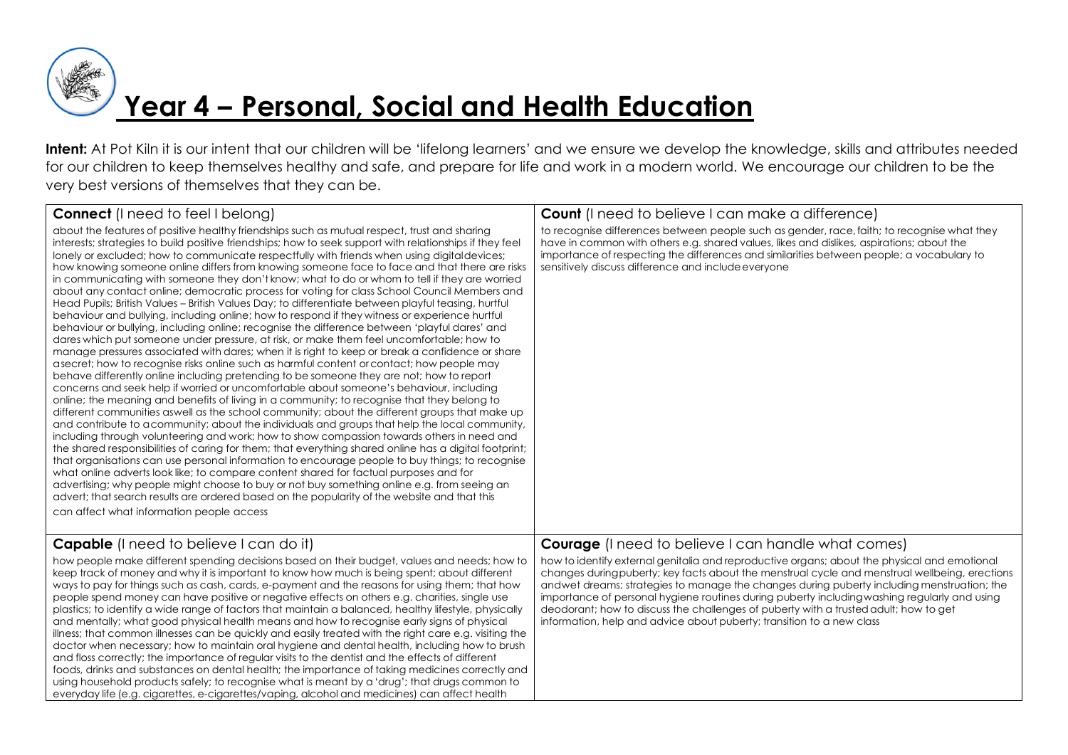# Year 4 – Personal, Social and Health Education

**Intent:** At Pot Kiln it is our intent that our children will be 'lifelong learners' and we ensure we develop the knowledge, skills and attributes needed for our children to keep themselves healthy and safe, and prepare for life and work in a modern world. We encourage our children to be the very best versions of themselves that they can be.

| **Connect** (I need to feel I belong) | **Count** (I need to believe I can make a difference) |
|---|---|
| about the features of positive healthy friendships such as mutual respect, trust and sharing interests; strategies to build positive friendships; how to seek support with relationships if they feel lonely or excluded; how to communicate respectfully with friends when using digitaldevices; how knowing someone online differs from knowing someone face to face and that there are risks in communicating with someone they don't know; what to do or whom to tell if they are worried about any contact online; democratic process for voting for class School Council Members and Head Pupils; British Values – British Values Day; to differentiate between playful teasing, hurtful behaviour and bullying, including online; how to respond if they witness or experience hurtful behaviour or bullying, including online; recognise the difference between 'playful dares' and dares which put someone under pressure, at risk, or make them feel uncomfortable; how to manage pressures associated with dares; when it is right to keep or break a confidence or share asecret; how to recognise risks online such as harmful content or contact; how people may behave differently online including pretending to be someone they are not; how to report concerns and seek help if worried or uncomfortable about someone's behaviour, including online; the meaning and benefits of living in a community; to recognise that they belong to different communities aswell as the school community; about the different groups that make up and contribute to acommunity; about the individuals and groups that help the local community, including through volunteering and work; how to show compassion towards others in need and the shared responsibilities of caring for them; that everything shared online has a digital footprint; that organisations can use personal information to encourage people to buy things; to recognise what online adverts look like; to compare content shared for factual purposes and for advertising; why people might choose to buy or not buy something online e.g. from seeing an advert; that search results are ordered based on the popularity of the website and that this can affect what information people access | to recognise differences between people such as gender, race, faith; to recognise what they have in common with others e.g. shared values, likes and dislikes, aspirations; about the importance of respecting the differences and similarities between people; a vocabulary to sensitively discuss difference and includeeveryone |
| **Capable** (I need to believe I can do it) | **Courage** (I need to believe I can handle what comes) |
| how people make different spending decisions based on their budget, values and needs; how to keep track of money and why it is important to know how much is being spent; about different ways to pay for things such as cash, cards, e-payment and the reasons for using them; that how people spend money can have positive or negative effects on others e.g. charities, single use plastics; to identify a wide range of factors that maintain a balanced, healthy lifestyle, physically and mentally; what good physical health means and how to recognise early signs of physical illness; that common illnesses can be quickly and easily treated with the right care e.g. visiting the doctor when necessary; how to maintain oral hygiene and dental health, including how to brush and floss correctly; the importance of regular visits to the dentist and the effects of different foods, drinks and substances on dental health; the importance of taking medicines correctly and using household products safely; to recognise what is meant by a 'drug'; that drugs common to everyday life (e.g. cigarettes, e-cigarettes/vaping, alcohol and medicines) can affect health | how to identify external genitalia and reproductive organs; about the physical and emotional changes duringpuberty; key facts about the menstrual cycle and menstrual wellbeing, erections andwet dreams; strategies to manage the changes during puberty including menstruation; the importance of personal hygiene routines during puberty includingwashing regularly and using deodorant; how to discuss the challenges of puberty with a trusted adult; how to get information, help and advice about puberty; transition to a new class |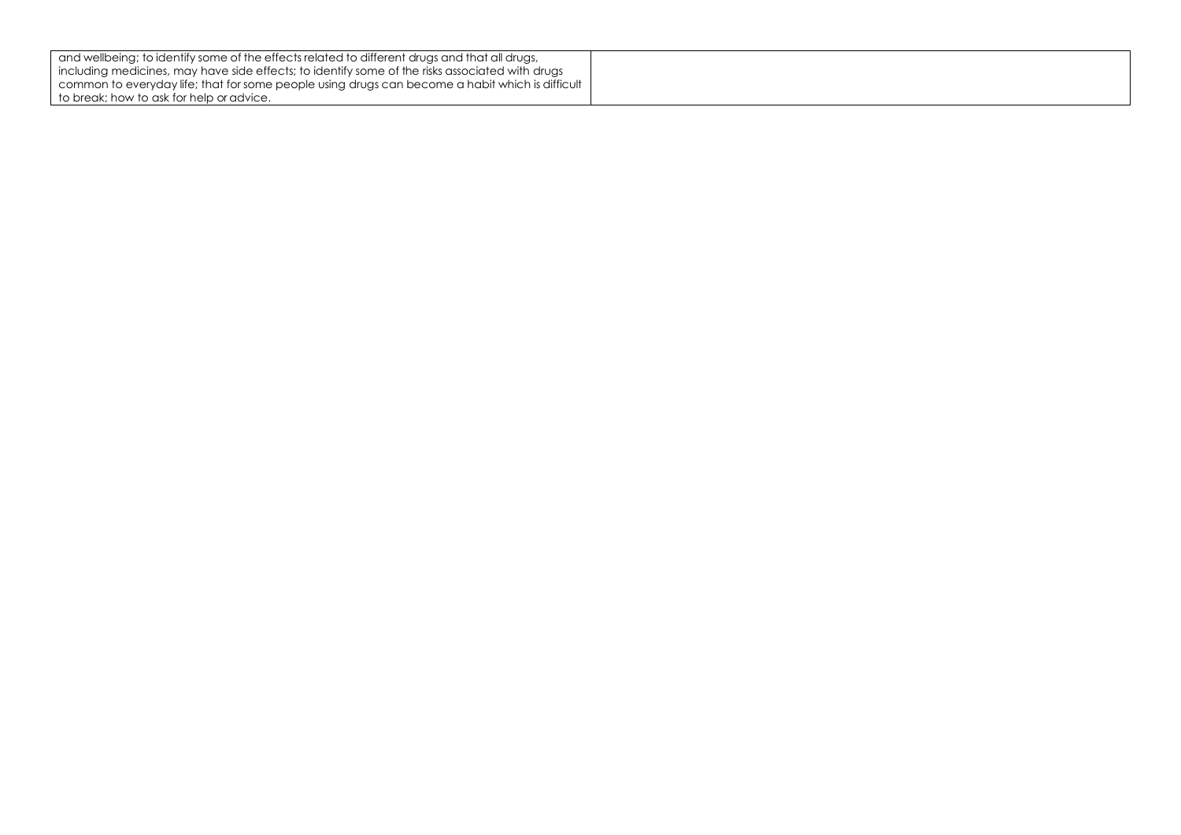| | |
|---|---|
| and wellbeing; to identify some of the effects related to different drugs and that all drugs, including medicines, may have side effects; to identify some of the risks associated with drugs common to everyday life; that for some people using drugs can become a habit which is difficult to break; how to ask for help or advice. | |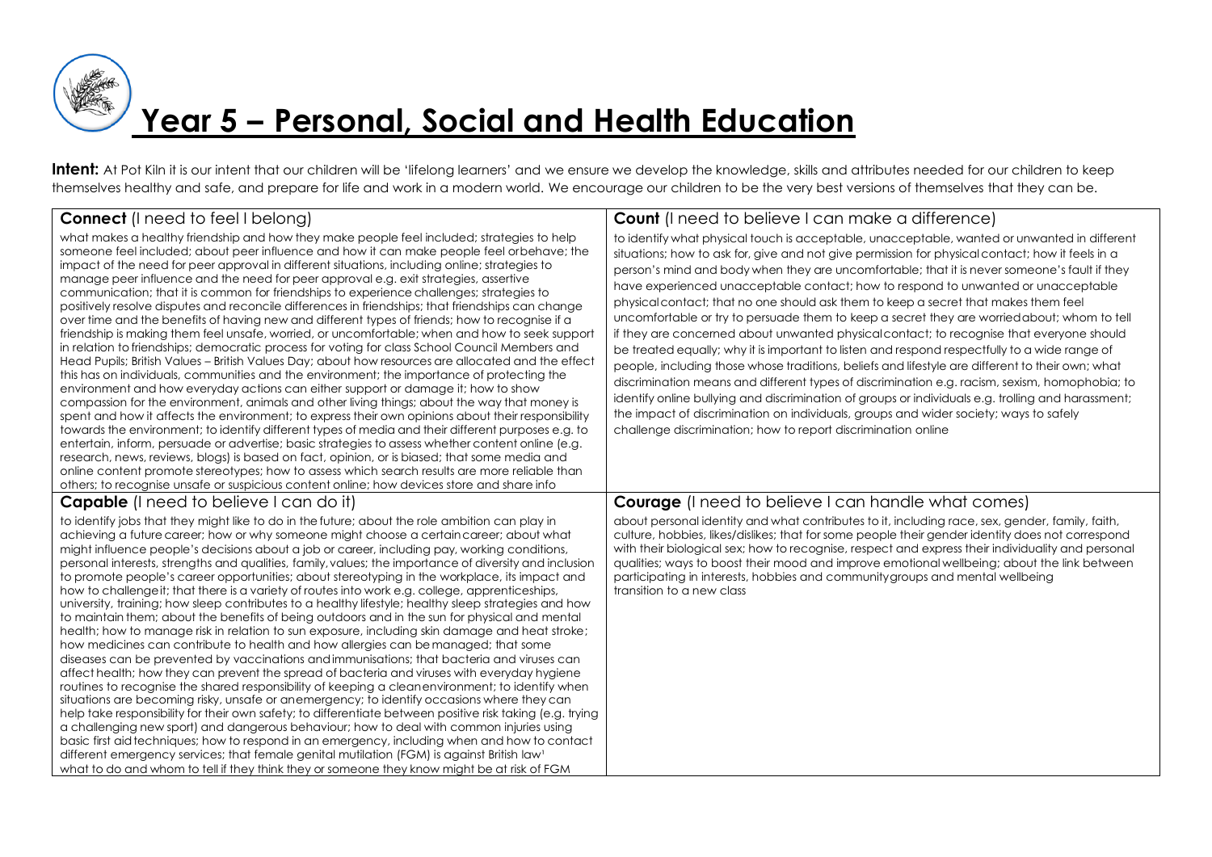# Year 5 – Personal, Social and Health Education

**Intent:** At Pot Kiln it is our intent that our children will be 'lifelong learners' and we ensure we develop the knowledge, skills and attributes needed for our children to keep themselves healthy and safe, and prepare for life and work in a modern world. We encourage our children to be the very best versions of themselves that they can be.

| **Connect** (I need to feel I belong) | **Count** (I need to believe I can make a difference) |
| --- | --- |
| what makes a healthy friendship and how they make people feel included; strategies to help someone feel included; about peer influence and how it can make people feel orbehave; the impact of the need for peer approval in different situations, including online; strategies to manage peer influence and the need for peer approval e.g. exit strategies, assertive communication; that it is common for friendships to experience challenges; strategies to positively resolve disputes and reconcile differences in friendships; that friendships can change over time and the benefits of having new and different types of friends; how to recognise if a friendship is making them feel unsafe, worried, or uncomfortable; when and how to seek support in relation to friendships; democratic process for voting for class School Council Members and Head Pupils; British Values – British Values Day; about how resources are allocated and the effect this has on individuals, communities and the environment; the importance of protecting the environment and how everyday actions can either support or damage it; how to show compassion for the environment, animals and other living things; about the way that money is spent and how it affects the environment; to express their own opinions about their responsibility towards the environment; to identify different types of media and their different purposes e.g. to entertain, inform, persuade or advertise; basic strategies to assess whether content online (e.g. research, news, reviews, blogs) is based on fact, opinion, or is biased; that some media and online content promote stereotypes; how to assess which search results are more reliable than others; to recognise unsafe or suspicious content online; how devices store and share info | to identify what physical touch is acceptable, unacceptable, wanted or unwanted in different situations; how to ask for, give and not give permission for physicalcontact; how it feels in a person's mind and body when they are uncomfortable; that it is never someone's fault if they have experienced unacceptable contact; how to respond to unwanted or unacceptable physicalcontact; that no one should ask them to keep a secret that makes them feel uncomfortable or try to persuade them to keep a secret they are worriedabout; whom to tell if they are concerned about unwanted physicalcontact; to recognise that everyone should be treated equally; why it is important to listen and respond respectfully to a wide range of people, including those whose traditions, beliefs and lifestyle are different to their own; what discrimination means and different types of discrimination e.g. racism, sexism, homophobia; to identify online bullying and discrimination of groups or individuals e.g. trolling and harassment; the impact of discrimination on individuals, groups and wider society; ways to safely challenge discrimination; how to report discrimination online |
| **Capable** (I need to believe I can do it) | **Courage** (I need to believe I can handle what comes) |
| to identify jobs that they might like to do in the future; about the role ambition can play in achieving a future career; how or why someone might choose a certaincareer; about what might influence people's decisions about a job or career, including pay, working conditions, personal interests, strengths and qualities, family, values; the importance of diversity and inclusion to promote people's career opportunities; about stereotyping in the workplace, its impact and how to challengeit; that there is a variety of routes into work e.g. college, apprenticeships, university, training; how sleep contributes to a healthy lifestyle; healthy sleep strategies and how to maintain them; about the benefits of being outdoors and in the sun for physical and mental health; how to manage risk in relation to sun exposure, including skin damage and heat stroke; how medicines can contribute to health and how allergies can bemanaged; that some diseases can be prevented by vaccinations andimmunisations; that bacteria and viruses can affect health; how they can prevent the spread of bacteria and viruses with everyday hygiene routines to recognise the shared responsibility of keeping a cleanenvironment; to identify when situations are becoming risky, unsafe or anemergency; to identify occasions where they can help take responsibility for their own safety; to differentiate between positive risk taking (e.g. trying a challenging new sport) and dangerous behaviour; how to deal with common injuries using basic first aid techniques; how to respond in an emergency, including when and how to contact different emergency services; that female genital mutilation (FGM) is against British law[1] what to do and whom to tell if they think they or someone they know might be at risk of FGM | about personal identity and what contributes to it, including race, sex, gender, family, faith, culture, hobbies, likes/dislikes; that for some people their gender identity does not correspond with their biological sex; how to recognise, respect and express their individuality and personal qualities; ways to boost their mood and improve emotional wellbeing; about the link between participating in interests, hobbies and communitygroups and mental wellbeing transition to a new class |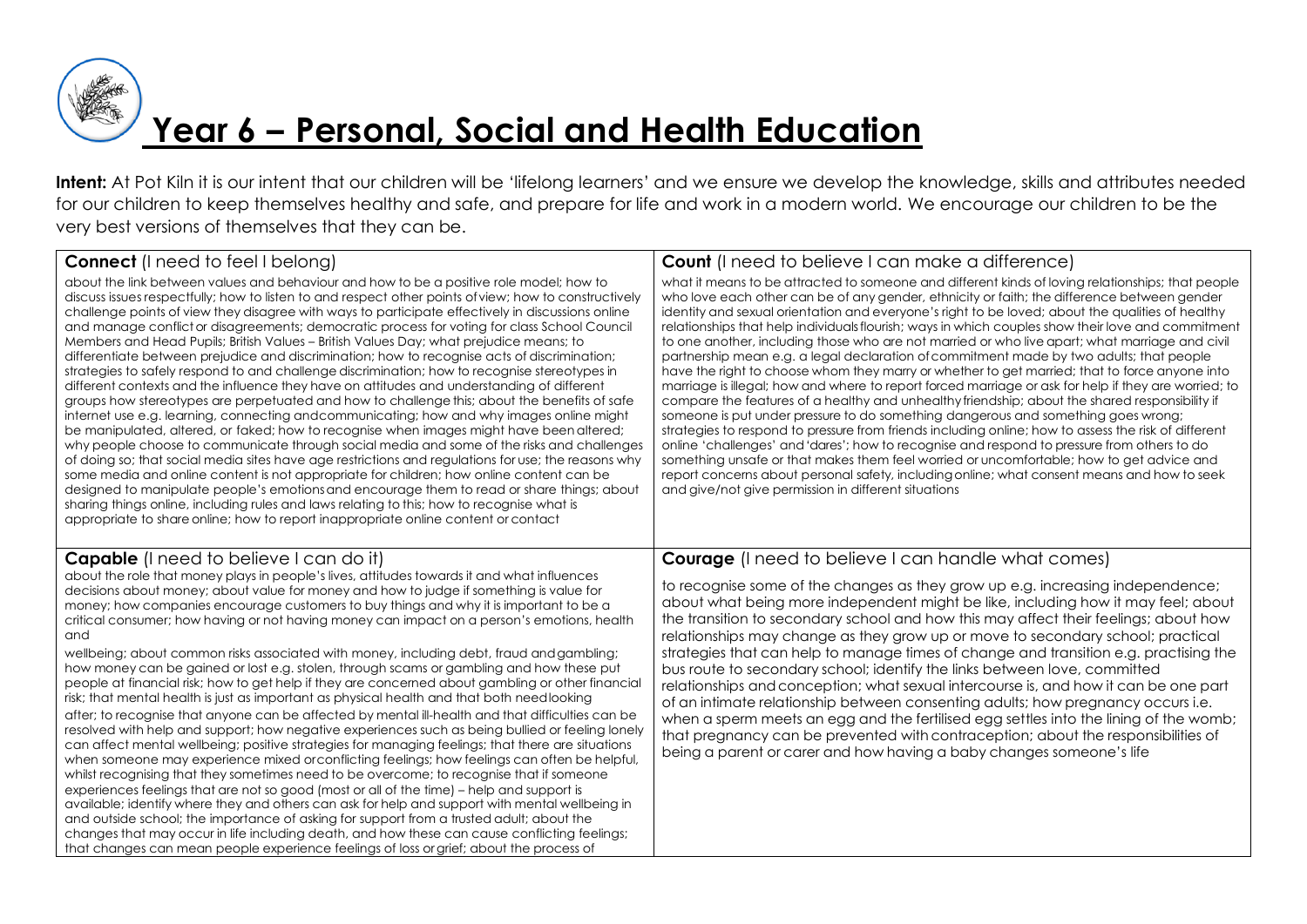# Year 6 – Personal, Social and Health Education

**Intent:** At Pot Kiln it is our intent that our children will be 'lifelong learners' and we ensure we develop the knowledge, skills and attributes needed for our children to keep themselves healthy and safe, and prepare for life and work in a modern world. We encourage our children to be the very best versions of themselves that they can be.

| **Connect** (I need to feel I belong) | **Count** (I need to believe I can make a difference) |
| --- | --- |
| about the link between values and behaviour and how to be a positive role model; how to discuss issues respectfully; how to listen to and respect other points of view; how to constructively challenge points of view they disagree with ways to participate effectively in discussions online and manage conflict or disagreements; democratic process for voting for class School Council Members and Head Pupils; British Values – British Values Day; what prejudice means; to differentiate between prejudice and discrimination; how to recognise acts of discrimination; strategies to safely respond to and challenge discrimination; how to recognise stereotypes in different contexts and the influence they have on attitudes and understanding of different groups how stereotypes are perpetuated and how to challenge this; about the benefits of safe internet use e.g. learning, connecting and communicating; how and why images online might be manipulated, altered, or faked; how to recognise when images might have been altered; why people choose to communicate through social media and some of the risks and challenges of doing so; that social media sites have age restrictions and regulations for use; the reasons why some media and online content is not appropriate for children; how online content can be designed to manipulate people's emotions and encourage them to read or share things; about sharing things online, including rules and laws relating to this; how to recognise what is appropriate to share online; how to report inappropriate online content or contact | what it means to be attracted to someone and different kinds of loving relationships; that people who love each other can be of any gender, ethnicity or faith; the difference between gender identity and sexual orientation and everyone's right to be loved; about the qualities of healthy relationships that help individuals flourish; ways in which couples show their love and commitment to one another, including those who are not married or who live apart; what marriage and civil partnership mean e.g. a legal declaration of commitment made by two adults; that people have the right to choose whom they marry or whether to get married; that to force anyone into marriage is illegal; how and where to report forced marriage or ask for help if they are worried; to compare the features of a healthy and unhealthy friendship; about the shared responsibility if someone is put under pressure to do something dangerous and something goes wrong; strategies to respond to pressure from friends including online; how to assess the risk of different online 'challenges' and 'dares'; how to recognise and respond to pressure from others to do something unsafe or that makes them feel worried or uncomfortable; how to get advice and report concerns about personal safety, including online; what consent means and how to seek and give/not give permission in different situations |
| **Capable** (I need to believe I can do it) | **Courage** (I need to believe I can handle what comes) |
| about the role that money plays in people's lives, attitudes towards it and what influences decisions about money; about value for money and how to judge if something is value for money; how companies encourage customers to buy things and why it is important to be a critical consumer; how having or not having money can impact on a person's emotions, health and wellbeing; about common risks associated with money, including debt, fraud and gambling; how money can be gained or lost e.g. stolen, through scams or gambling and how these put people at financial risk; how to get help if they are concerned about gambling or other financial risk; that mental health is just as important as physical health and that both need looking after; to recognise that anyone can be affected by mental ill-health and that difficulties can be resolved with help and support; how negative experiences such as being bullied or feeling lonely can affect mental wellbeing; positive strategies for managing feelings; that there are situations when someone may experience mixed or conflicting feelings; how feelings can often be helpful, whilst recognising that they sometimes need to be overcome; to recognise that if someone experiences feelings that are not so good (most or all of the time) – help and support is available; identify where they and others can ask for help and support with mental wellbeing in and outside school; the importance of asking for support from a trusted adult; about the changes that may occur in life including death, and how these can cause conflicting feelings; that changes can mean people experience feelings of loss or grief; about the process of | to recognise some of the changes as they grow up e.g. increasing independence; about what being more independent might be like, including how it may feel; about the transition to secondary school and how this may affect their feelings; about how relationships may change as they grow up or move to secondary school; practical strategies that can help to manage times of change and transition e.g. practising the bus route to secondary school; identify the links between love, committed relationships and conception; what sexual intercourse is, and how it can be one part of an intimate relationship between consenting adults; how pregnancy occurs i.e. when a sperm meets an egg and the fertilised egg settles into the lining of the womb; that pregnancy can be prevented with contraception; about the responsibilities of being a parent or carer and how having a baby changes someone's life |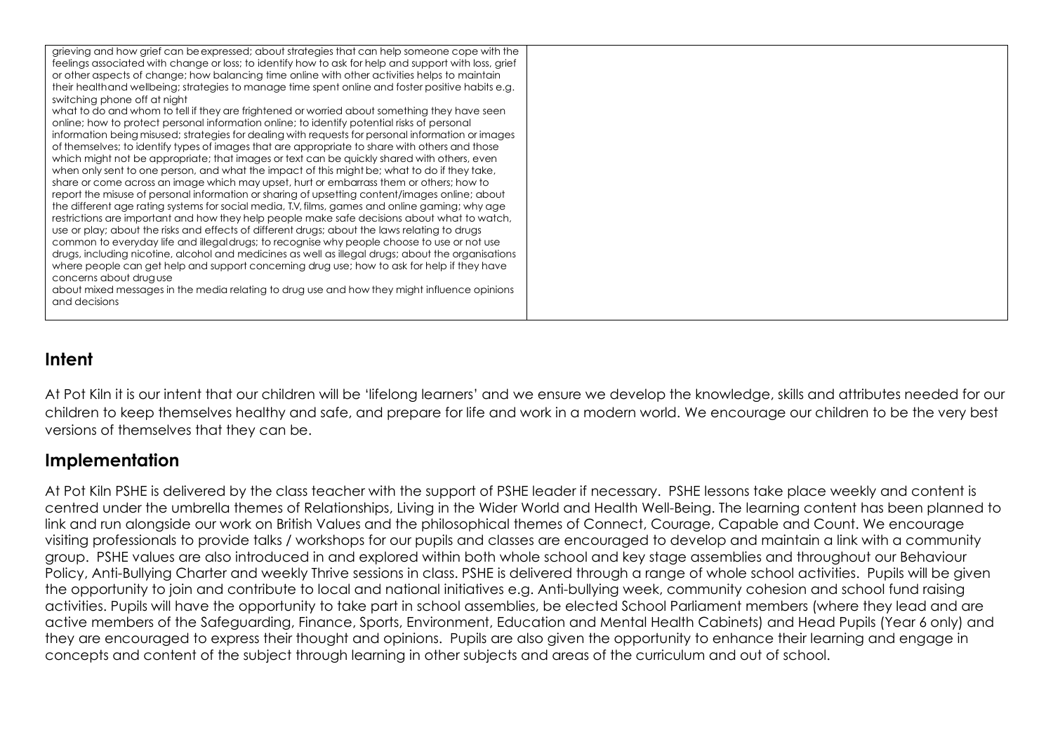| | |
|---|---|
| grieving and how grief can be expressed; about strategies that can help someone cope with the feelings associated with change or loss; to identify how to ask for help and support with loss, grief or other aspects of change; how balancing time online with other activities helps to maintain their health and wellbeing; strategies to manage time spent online and foster positive habits e.g. switching phone off at night<br>what to do and whom to tell if they are frightened or worried about something they have seen online; how to protect personal information online; to identify potential risks of personal information being misused; strategies for dealing with requests for personal information or images of themselves; to identify types of images that are appropriate to share with others and those which might not be appropriate; that images or text can be quickly shared with others, even when only sent to one person, and what the impact of this might be; what to do if they take, share or come across an image which may upset, hurt or embarrass them or others; how to report the misuse of personal information or sharing of upsetting content/images online; about the different age rating systems for social media, T.V, films, games and online gaming; why age restrictions are important and how they help people make safe decisions about what to watch, use or play; about the risks and effects of different drugs; about the laws relating to drugs common to everyday life and illegal drugs; to recognise why people choose to use or not use drugs, including nicotine, alcohol and medicines as well as illegal drugs; about the organisations where people can get help and support concerning drug use; how to ask for help if they have concerns about drug use<br>about mixed messages in the media relating to drug use and how they might influence opinions and decisions | |

## Intent

At Pot Kiln it is our intent that our children will be 'lifelong learners' and we ensure we develop the knowledge, skills and attributes needed for our children to keep themselves healthy and safe, and prepare for life and work in a modern world. We encourage our children to be the very best versions of themselves that they can be.

## Implementation

At Pot Kiln PSHE is delivered by the class teacher with the support of PSHE leader if necessary. PSHE lessons take place weekly and content is centred under the umbrella themes of Relationships, Living in the Wider World and Health Well-Being. The learning content has been planned to link and run alongside our work on British Values and the philosophical themes of Connect, Courage, Capable and Count. We encourage visiting professionals to provide talks / workshops for our pupils and classes are encouraged to develop and maintain a link with a community group. PSHE values are also introduced in and explored within both whole school and key stage assemblies and throughout our Behaviour Policy, Anti-Bullying Charter and weekly Thrive sessions in class. PSHE is delivered through a range of whole school activities. Pupils will be given the opportunity to join and contribute to local and national initiatives e.g. Anti-bullying week, community cohesion and school fund raising activities. Pupils will have the opportunity to take part in school assemblies, be elected School Parliament members (where they lead and are active members of the Safeguarding, Finance, Sports, Environment, Education and Mental Health Cabinets) and Head Pupils (Year 6 only) and they are encouraged to express their thought and opinions. Pupils are also given the opportunity to enhance their learning and engage in concepts and content of the subject through learning in other subjects and areas of the curriculum and out of school.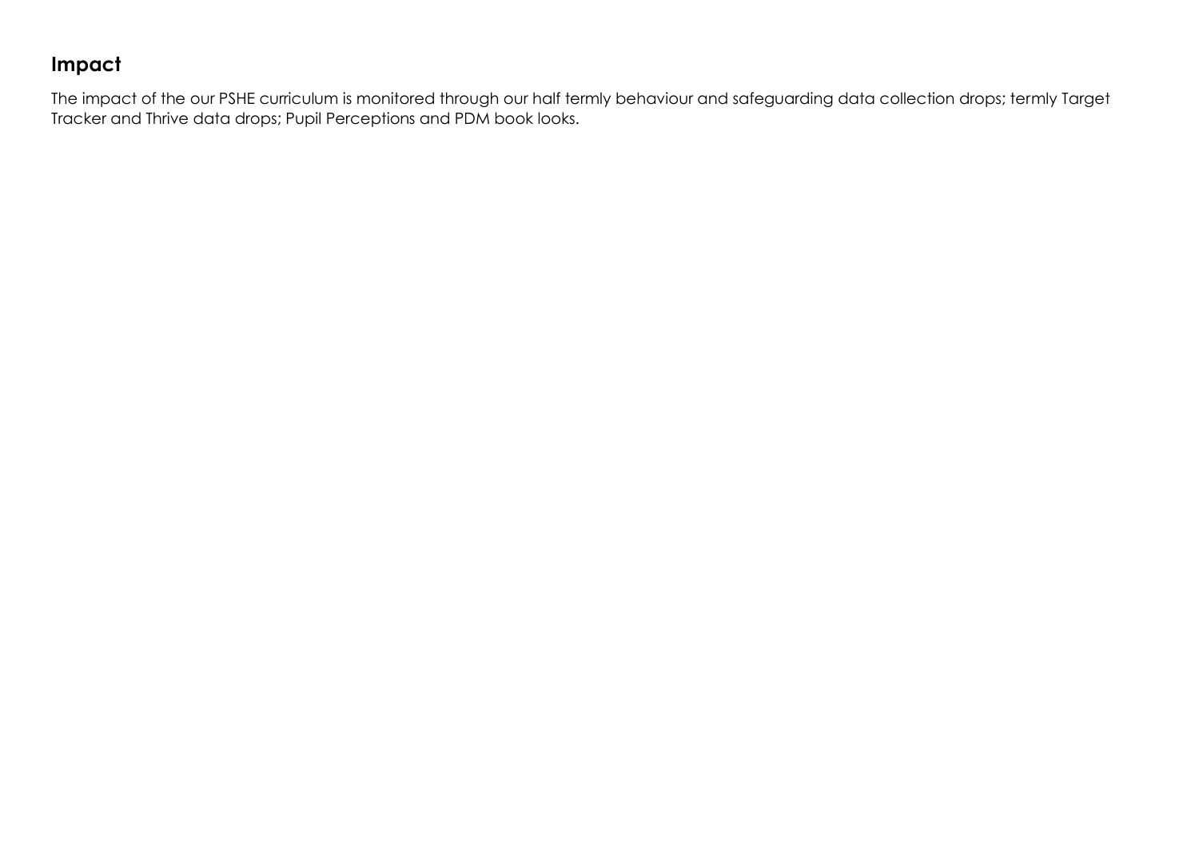## Impact

The impact of the our PSHE curriculum is monitored through our half termly behaviour and safeguarding data collection drops; termly Target Tracker and Thrive data drops; Pupil Perceptions and PDM book looks.